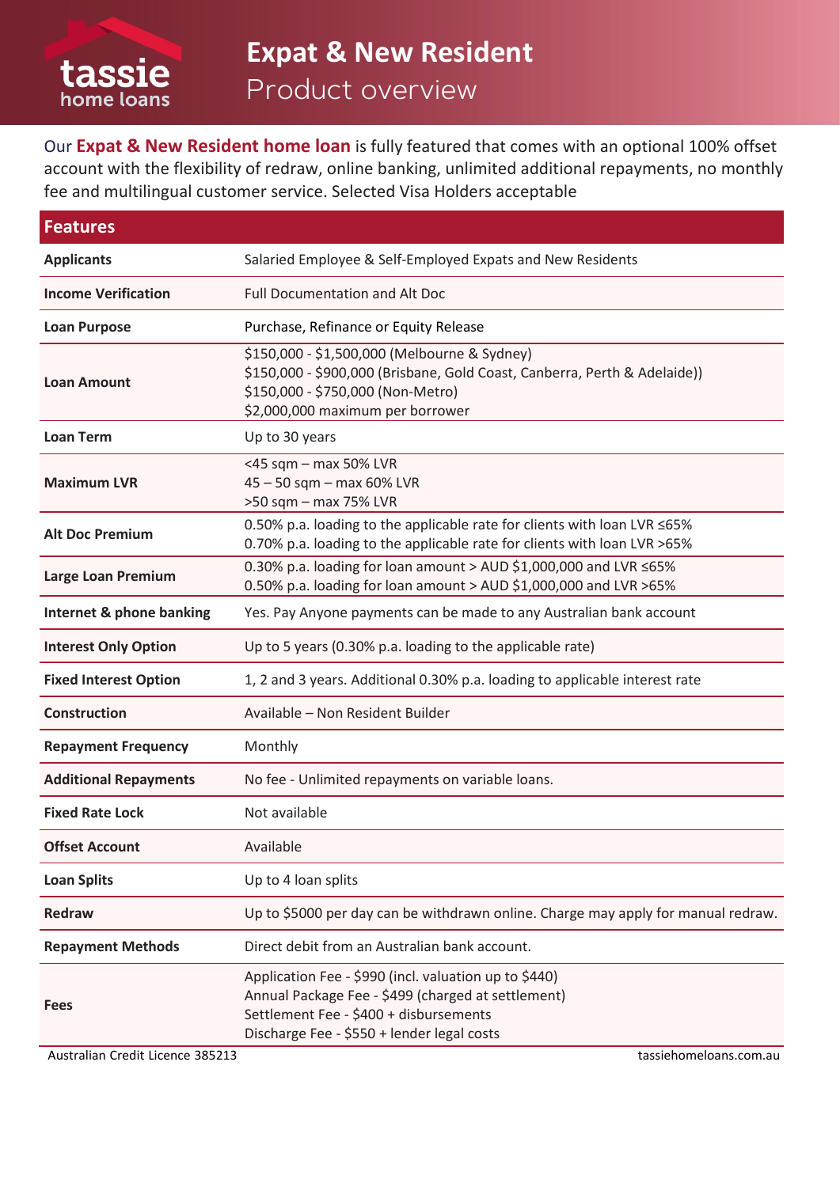# Expat & New Resident

## Product overview

Our **Expat & New Resident home loan** is fully featured that comes with an optional 100% offset account with the flexibility of redraw, online banking, unlimited additional repayments, no monthly fee and multilingual customer service. Selected Visa Holders acceptable

| Features | |
|---|---|
| **Applicants** | Salaried Employee & Self-Employed Expats and New Residents |
| **Income Verification** | Full Documentation and Alt Doc |
| **Loan Purpose** | Purchase, Refinance or Equity Release |
| **Loan Amount** | \$150,000 - \$1,500,000 (Melbourne & Sydney)<br>\$150,000 - \$900,000 (Brisbane, Gold Coast, Canberra, Perth & Adelaide))<br>\$150,000 - \$750,000 (Non-Metro)<br>\$2,000,000 maximum per borrower |
| **Loan Term** | Up to 30 years |
| **Maximum LVR** | <45 sqm – max 50% LVR<br>45 – 50 sqm – max 60% LVR<br>>50 sqm – max 75% LVR |
| **Alt Doc Premium** | 0.50% p.a. loading to the applicable rate for clients with loan LVR ≤65%<br>0.70% p.a. loading to the applicable rate for clients with loan LVR >65% |
| **Large Loan Premium** | 0.30% p.a. loading for loan amount > AUD \$1,000,000 and LVR ≤65%<br>0.50% p.a. loading for loan amount > AUD \$1,000,000 and LVR >65% |
| **Internet & phone banking** | Yes. Pay Anyone payments can be made to any Australian bank account |
| **Interest Only Option** | Up to 5 years (0.30% p.a. loading to the applicable rate) |
| **Fixed Interest Option** | 1, 2 and 3 years. Additional 0.30% p.a. loading to applicable interest rate |
| **Construction** | Available – Non Resident Builder |
| **Repayment Frequency** | Monthly |
| **Additional Repayments** | No fee - Unlimited repayments on variable loans. |
| **Fixed Rate Lock** | Not available |
| **Offset Account** | Available |
| **Loan Splits** | Up to 4 loan splits |
| **Redraw** | Up to \$5000 per day can be withdrawn online. Charge may apply for manual redraw. |
| **Repayment Methods** | Direct debit from an Australian bank account. |
| **Fees** | Application Fee - \$990 (incl. valuation up to \$440)<br>Annual Package Fee - \$499 (charged at settlement)<br>Settlement Fee - \$400 + disbursements<br>Discharge Fee - \$550 + lender legal costs |

Australian Credit Licence 385213

tassiehomeloans.com.au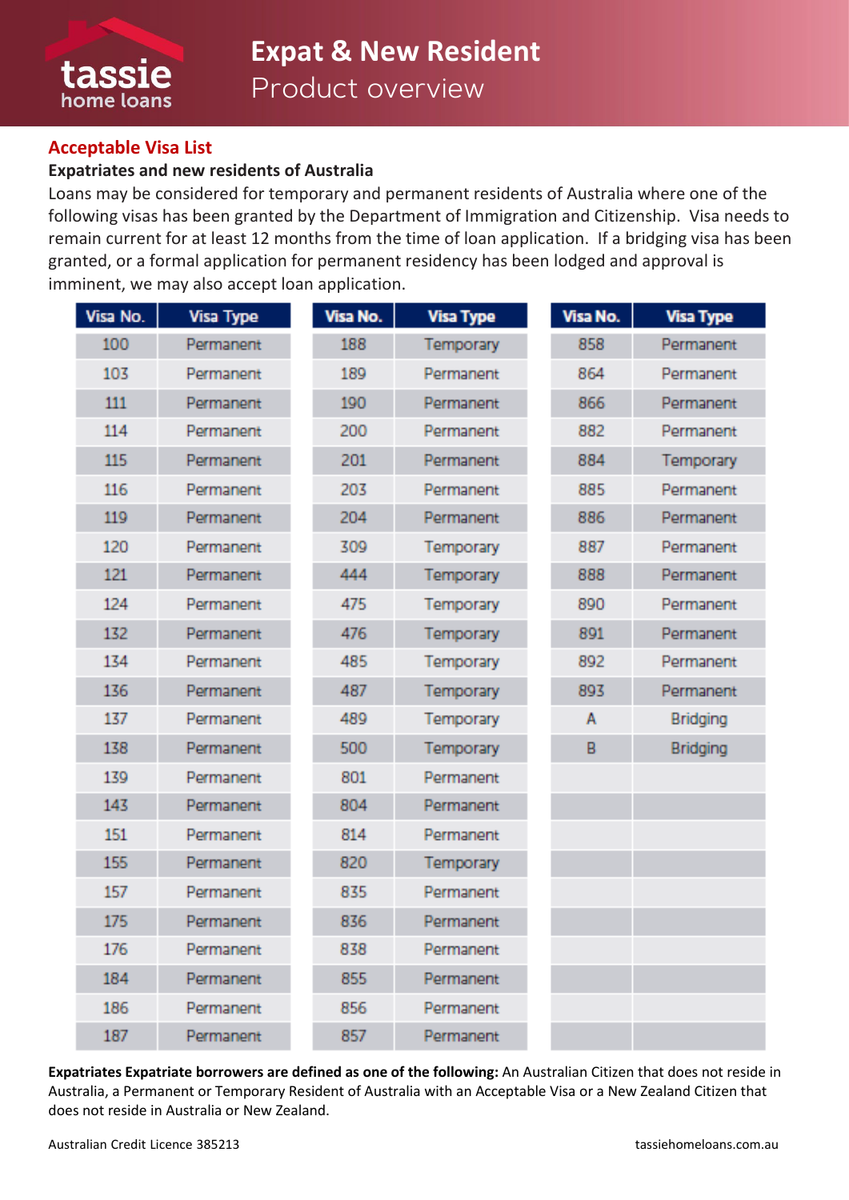# Expat & New Resident

Product overview

## Acceptable Visa List

### Expatriates and new residents of Australia

Loans may be considered for temporary and permanent residents of Australia where one of the following visas has been granted by the Department of Immigration and Citizenship. Visa needs to remain current for at least 12 months from the time of loan application. If a bridging visa has been granted, or a formal application for permanent residency has been lodged and approval is imminent, we may also accept loan application.

| Visa No. | Visa Type | Visa No. | Visa Type | Visa No. | Visa Type |
|---|---|---|---|---|---|
| 100 | Permanent | 188 | Temporary | 858 | Permanent |
| 103 | Permanent | 189 | Permanent | 864 | Permanent |
| 111 | Permanent | 190 | Permanent | 866 | Permanent |
| 114 | Permanent | 200 | Permanent | 882 | Permanent |
| 115 | Permanent | 201 | Permanent | 884 | Temporary |
| 116 | Permanent | 203 | Permanent | 885 | Permanent |
| 119 | Permanent | 204 | Permanent | 886 | Permanent |
| 120 | Permanent | 309 | Temporary | 887 | Permanent |
| 121 | Permanent | 444 | Temporary | 888 | Permanent |
| 124 | Permanent | 475 | Temporary | 890 | Permanent |
| 132 | Permanent | 476 | Temporary | 891 | Permanent |
| 134 | Permanent | 485 | Temporary | 892 | Permanent |
| 136 | Permanent | 487 | Temporary | 893 | Permanent |
| 137 | Permanent | 489 | Temporary | A | Bridging |
| 138 | Permanent | 500 | Temporary | B | Bridging |
| 139 | Permanent | 801 | Permanent | | |
| 143 | Permanent | 804 | Permanent | | |
| 151 | Permanent | 814 | Permanent | | |
| 155 | Permanent | 820 | Temporary | | |
| 157 | Permanent | 835 | Permanent | | |
| 175 | Permanent | 836 | Permanent | | |
| 176 | Permanent | 838 | Permanent | | |
| 184 | Permanent | 855 | Permanent | | |
| 186 | Permanent | 856 | Permanent | | |
| 187 | Permanent | 857 | Permanent | | |

**Expatriates Expatriate borrowers are defined as one of the following:** An Australian Citizen that does not reside in Australia, a Permanent or Temporary Resident of Australia with an Acceptable Visa or a New Zealand Citizen that does not reside in Australia or New Zealand.

Australian Credit Licence 385213

tassiehomeloans.com.au